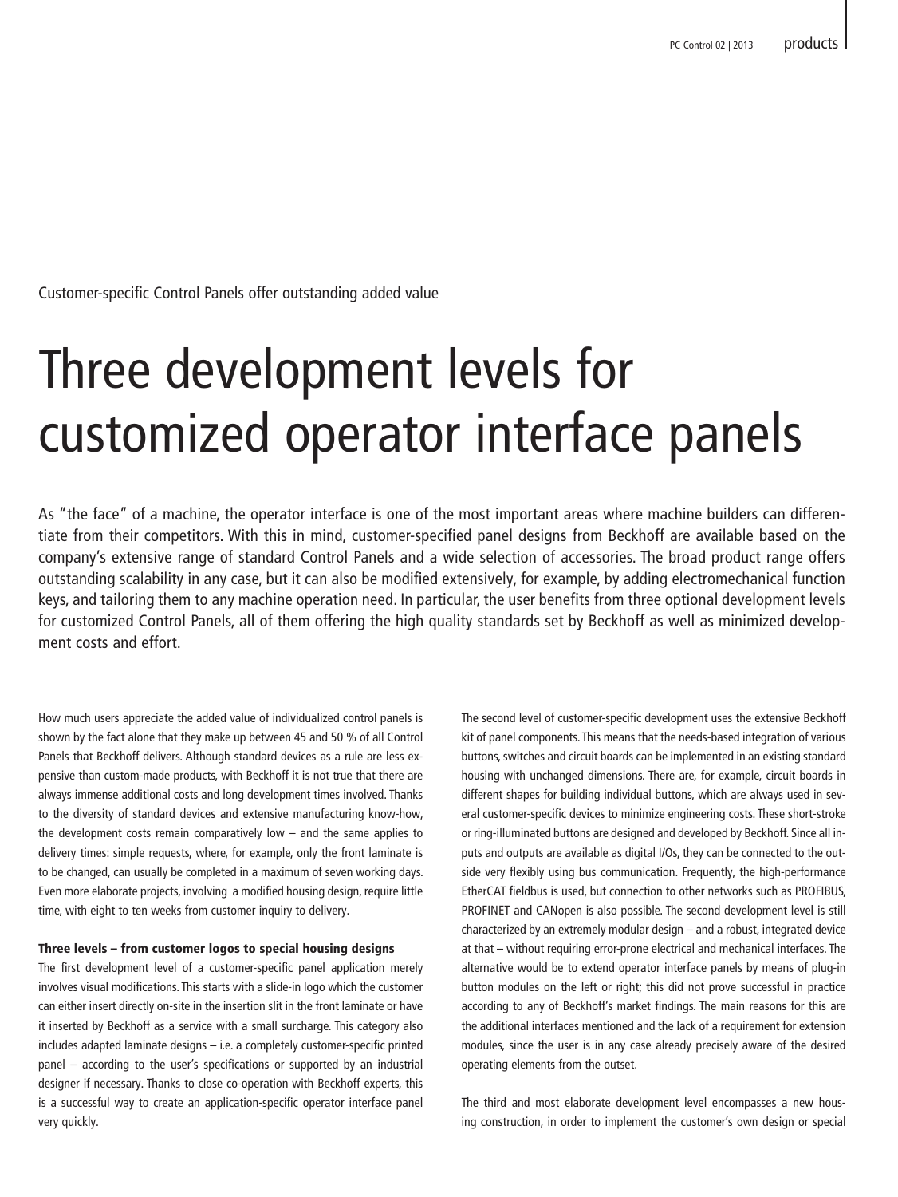Customer-specific Control Panels offer outstanding added value

# Three development levels for customized operator interface panels

As "the face" of a machine, the operator interface is one of the most important areas where machine builders can differentiate from their competitors. With this in mind, customer-specified panel designs from Beckhoff are available based on the company's extensive range of standard Control Panels and a wide selection of accessories. The broad product range offers outstanding scalability in any case, but it can also be modified extensively, for example, by adding electromechanical function keys, and tailoring them to any machine operation need. In particular, the user benefits from three optional development levels for customized Control Panels, all of them offering the high quality standards set by Beckhoff as well as minimized development costs and effort.

How much users appreciate the added value of individualized control panels is shown by the fact alone that they make up between 45 and 50 % of all Control Panels that Beckhoff delivers. Although standard devices as a rule are less expensive than custom-made products, with Beckhoff it is not true that there are always immense additional costs and long development times involved. Thanks to the diversity of standard devices and extensive manufacturing know-how, the development costs remain comparatively low – and the same applies to delivery times: simple requests, where, for example, only the front laminate is to be changed, can usually be completed in a maximum of seven working days. Even more elaborate projects, involving a modified housing design, require little time, with eight to ten weeks from customer inquiry to delivery.

**Three levels – from customer logos to special housing designs**

The first development level of a customer-specific panel application merely involves visual modifications. This starts with a slide-in logo which the customer can either insert directly on-site in the insertion slit in the front laminate or have it inserted by Beckhoff as a service with a small surcharge. This category also includes adapted laminate designs – i.e. a completely customer-specific printed panel – according to the user's specifications or supported by an industrial designer if necessary. Thanks to close co-operation with Beckhoff experts, this is a successful way to create an application-specific operator interface panel very quickly.

The second level of customer-specific development uses the extensive Beckhoff kit of panel components. This means that the needs-based integration of various buttons, switches and circuit boards can be implemented in an existing standard housing with unchanged dimensions. There are, for example, circuit boards in different shapes for building individual buttons, which are always used in several customer-specific devices to minimize engineering costs. These short-stroke or ring-illuminated buttons are designed and developed by Beckhoff. Since all inputs and outputs are available as digital I/Os, they can be connected to the outside very flexibly using bus communication. Frequently, the high-performance EtherCAT fieldbus is used, but connection to other networks such as PROFIBUS, PROFINET and CANopen is also possible. The second development level is still characterized by an extremely modular design – and a robust, integrated device at that – without requiring error-prone electrical and mechanical interfaces. The alternative would be to extend operator interface panels by means of plug-in button modules on the left or right; this did not prove successful in practice according to any of Beckhoff's market findings. The main reasons for this are the additional interfaces mentioned and the lack of a requirement for extension modules, since the user is in any case already precisely aware of the desired operating elements from the outset.

The third and most elaborate development level encompasses a new housing construction, in order to implement the customer's own design or special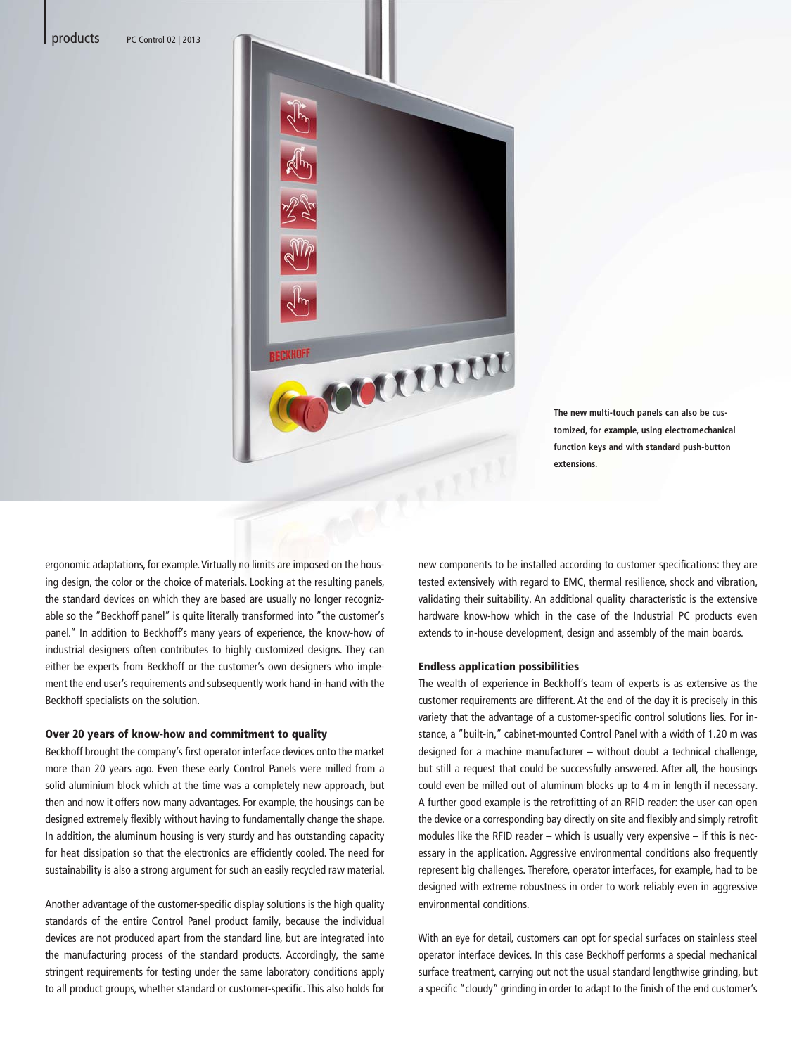The new multi-touch panels can also be customized, for example, using electromechanical function keys and with standard push-button extensions.

ergonomic adaptations, for example. Virtually no limits are imposed on the housing design, the color or the choice of materials. Looking at the resulting panels, the standard devices on which they are based are usually no longer recognizable so the "Beckhoff panel" is quite literally transformed into "the customer's panel." In addition to Beckhoff's many years of experience, the know-how of industrial designers often contributes to highly customized designs. They can either be experts from Beckhoff or the customer's own designers who implement the end user's requirements and subsequently work hand-in-hand with the Beckhoff specialists on the solution.

### Over 20 years of know-how and commitment to quality

Beckhoff brought the company's first operator interface devices onto the market more than 20 years ago. Even these early Control Panels were milled from a solid aluminium block which at the time was a completely new approach, but then and now it offers now many advantages. For example, the housings can be designed extremely flexibly without having to fundamentally change the shape. In addition, the aluminum housing is very sturdy and has outstanding capacity for heat dissipation so that the electronics are efficiently cooled. The need for sustainability is also a strong argument for such an easily recycled raw material.

Another advantage of the customer-specific display solutions is the high quality standards of the entire Control Panel product family, because the individual devices are not produced apart from the standard line, but are integrated into the manufacturing process of the standard products. Accordingly, the same stringent requirements for testing under the same laboratory conditions apply to all product groups, whether standard or customer-specific. This also holds for new components to be installed according to customer specifications: they are tested extensively with regard to EMC, thermal resilience, shock and vibration, validating their suitability. An additional quality characteristic is the extensive hardware know-how which in the case of the Industrial PC products even extends to in-house development, design and assembly of the main boards.

### Endless application possibilities

The wealth of experience in Beckhoff's team of experts is as extensive as the customer requirements are different. At the end of the day it is precisely in this variety that the advantage of a customer-specific control solutions lies. For instance, a "built-in," cabinet-mounted Control Panel with a width of 1.20 m was designed for a machine manufacturer – without doubt a technical challenge, but still a request that could be successfully answered. After all, the housings could even be milled out of aluminum blocks up to 4 m in length if necessary. A further good example is the retrofitting of an RFID reader: the user can open the device or a corresponding bay directly on site and flexibly and simply retrofit modules like the RFID reader – which is usually very expensive – if this is necessary in the application. Aggressive environmental conditions also frequently represent big challenges. Therefore, operator interfaces, for example, had to be designed with extreme robustness in order to work reliably even in aggressive environmental conditions.

With an eye for detail, customers can opt for special surfaces on stainless steel operator interface devices. In this case Beckhoff performs a special mechanical surface treatment, carrying out not the usual standard lengthwise grinding, but a specific "cloudy" grinding in order to adapt to the finish of the end customer's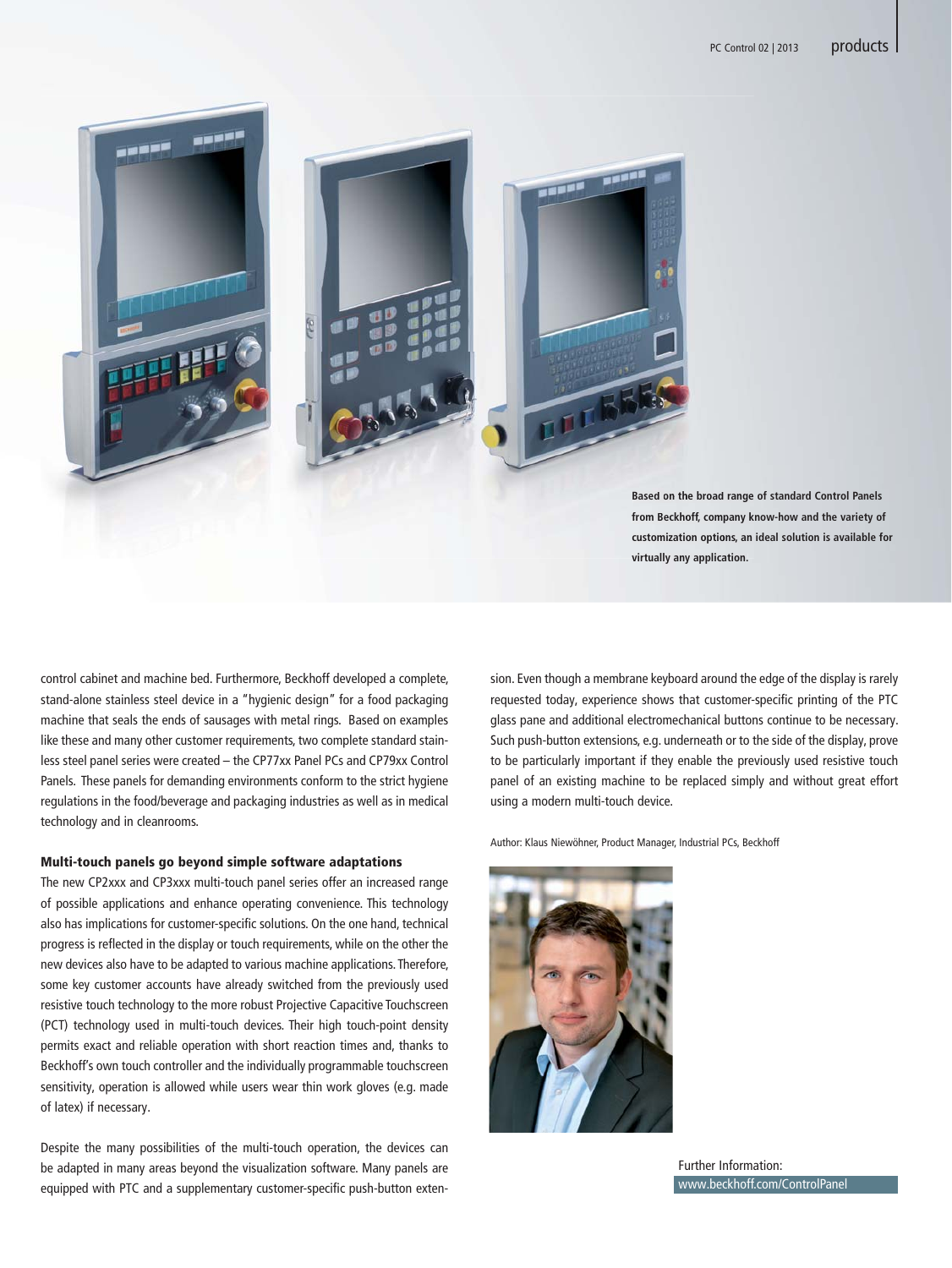Based on the broad range of standard Control Panels from Beckhoff, company know-how and the variety of customization options, an ideal solution is available for virtually any application.

control cabinet and machine bed. Furthermore, Beckhoff developed a complete, stand-alone stainless steel device in a "hygienic design" for a food packaging machine that seals the ends of sausages with metal rings. Based on examples like these and many other customer requirements, two complete standard stainless steel panel series were created – the CP77xx Panel PCs and CP79xx Control Panels. These panels for demanding environments conform to the strict hygiene regulations in the food/beverage and packaging industries as well as in medical technology and in cleanrooms.

### Multi-touch panels go beyond simple software adaptations

The new CP2xxx and CP3xxx multi-touch panel series offer an increased range of possible applications and enhance operating convenience. This technology also has implications for customer-specific solutions. On the one hand, technical progress is reflected in the display or touch requirements, while on the other the new devices also have to be adapted to various machine applications. Therefore, some key customer accounts have already switched from the previously used resistive touch technology to the more robust Projective Capacitive Touchscreen (PCT) technology used in multi-touch devices. Their high touch-point density permits exact and reliable operation with short reaction times and, thanks to Beckhoff's own touch controller and the individually programmable touchscreen sensitivity, operation is allowed while users wear thin work gloves (e.g. made of latex) if necessary.

Despite the many possibilities of the multi-touch operation, the devices can be adapted in many areas beyond the visualization software. Many panels are equipped with PTC and a supplementary customer-specific push-button extension. Even though a membrane keyboard around the edge of the display is rarely requested today, experience shows that customer-specific printing of the PTC glass pane and additional electromechanical buttons continue to be necessary. Such push-button extensions, e.g. underneath or to the side of the display, prove to be particularly important if they enable the previously used resistive touch panel of an existing machine to be replaced simply and without great effort using a modern multi-touch device.

Author: Klaus Niewöhner, Product Manager, Industrial PCs, Beckhoff

Further Information:
www.beckhoff.com/ControlPanel